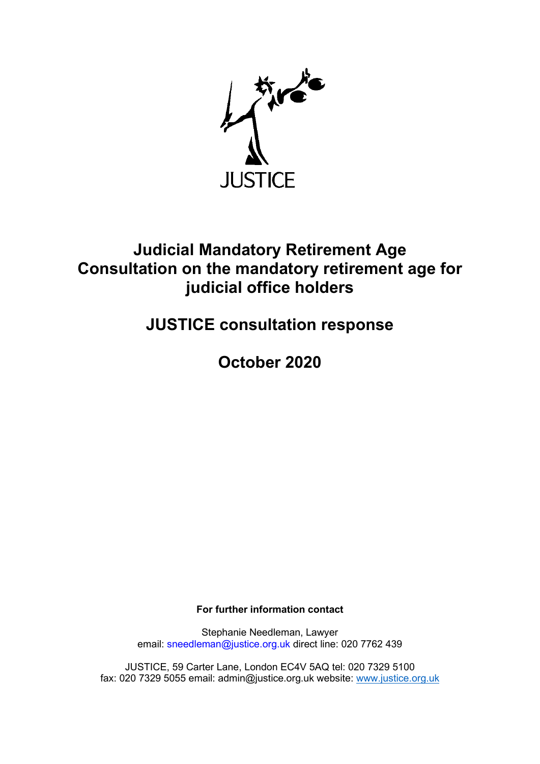JUSTICE

# Judicial Mandatory Retirement Age Consultation on the mandatory retirement age for judicial office holders

## JUSTICE consultation response

## October 2020

**For further information contact**

Stephanie Needleman, Lawyer
email: sneedleman@justice.org.uk direct line: 020 7762 439

JUSTICE, 59 Carter Lane, London EC4V 5AQ tel: 020 7329 5100
fax: 020 7329 5055 email: admin@justice.org.uk website: [www.justice.org.uk](http://www.justice.org.uk)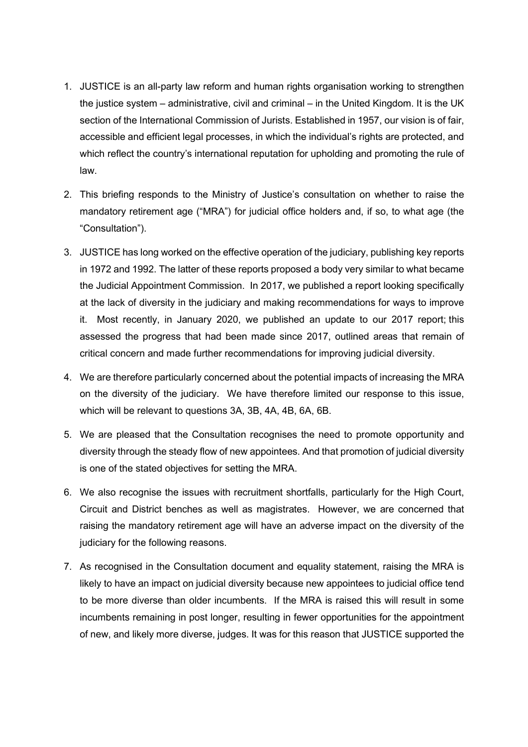1. JUSTICE is an all-party law reform and human rights organisation working to strengthen the justice system – administrative, civil and criminal – in the United Kingdom. It is the UK section of the International Commission of Jurists. Established in 1957, our vision is of fair, accessible and efficient legal processes, in which the individual's rights are protected, and which reflect the country's international reputation for upholding and promoting the rule of law.

2. This briefing responds to the Ministry of Justice's consultation on whether to raise the mandatory retirement age ("MRA") for judicial office holders and, if so, to what age (the "Consultation").

3. JUSTICE has long worked on the effective operation of the judiciary, publishing key reports in 1972 and 1992. The latter of these reports proposed a body very similar to what became the Judicial Appointment Commission. In 2017, we published a report looking specifically at the lack of diversity in the judiciary and making recommendations for ways to improve it. Most recently, in January 2020, we published an update to our 2017 report; this assessed the progress that had been made since 2017, outlined areas that remain of critical concern and made further recommendations for improving judicial diversity.

4. We are therefore particularly concerned about the potential impacts of increasing the MRA on the diversity of the judiciary. We have therefore limited our response to this issue, which will be relevant to questions 3A, 3B, 4A, 4B, 6A, 6B.

5. We are pleased that the Consultation recognises the need to promote opportunity and diversity through the steady flow of new appointees. And that promotion of judicial diversity is one of the stated objectives for setting the MRA.

6. We also recognise the issues with recruitment shortfalls, particularly for the High Court, Circuit and District benches as well as magistrates. However, we are concerned that raising the mandatory retirement age will have an adverse impact on the diversity of the judiciary for the following reasons.

7. As recognised in the Consultation document and equality statement, raising the MRA is likely to have an impact on judicial diversity because new appointees to judicial office tend to be more diverse than older incumbents. If the MRA is raised this will result in some incumbents remaining in post longer, resulting in fewer opportunities for the appointment of new, and likely more diverse, judges. It was for this reason that JUSTICE supported the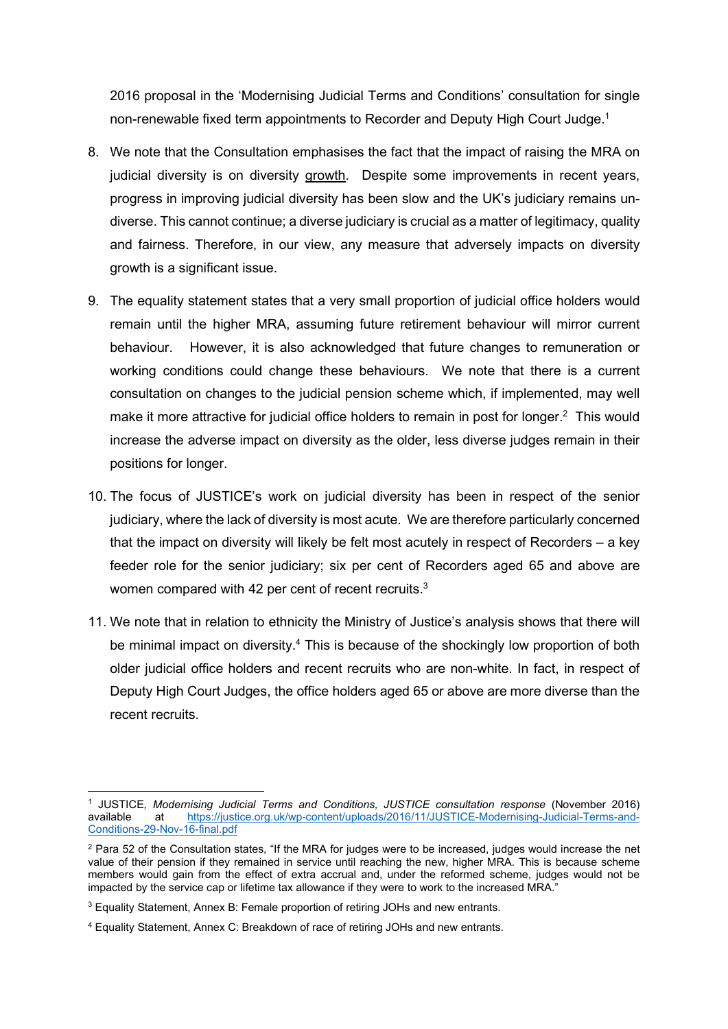2016 proposal in the 'Modernising Judicial Terms and Conditions' consultation for single non-renewable fixed term appointments to Recorder and Deputy High Court Judge.[1]

8. We note that the Consultation emphasises the fact that the impact of raising the MRA on judicial diversity is on diversity growth. Despite some improvements in recent years, progress in improving judicial diversity has been slow and the UK's judiciary remains un-diverse. This cannot continue; a diverse judiciary is crucial as a matter of legitimacy, quality and fairness. Therefore, in our view, any measure that adversely impacts on diversity growth is a significant issue.

9. The equality statement states that a very small proportion of judicial office holders would remain until the higher MRA, assuming future retirement behaviour will mirror current behaviour. However, it is also acknowledged that future changes to remuneration or working conditions could change these behaviours. We note that there is a current consultation on changes to the judicial pension scheme which, if implemented, may well make it more attractive for judicial office holders to remain in post for longer.[2] This would increase the adverse impact on diversity as the older, less diverse judges remain in their positions for longer.

10. The focus of JUSTICE's work on judicial diversity has been in respect of the senior judiciary, where the lack of diversity is most acute. We are therefore particularly concerned that the impact on diversity will likely be felt most acutely in respect of Recorders – a key feeder role for the senior judiciary; six per cent of Recorders aged 65 and above are women compared with 42 per cent of recent recruits.[3]

11. We note that in relation to ethnicity the Ministry of Justice's analysis shows that there will be minimal impact on diversity.[4] This is because of the shockingly low proportion of both older judicial office holders and recent recruits who are non-white. In fact, in respect of Deputy High Court Judges, the office holders aged 65 or above are more diverse than the recent recruits.

---

[1] JUSTICE, *Modernising Judicial Terms and Conditions, JUSTICE consultation response* (November 2016) available at https://justice.org.uk/wp-content/uploads/2016/11/JUSTICE-Modernising-Judicial-Terms-and-Conditions-29-Nov-16-final.pdf

[2] Para 52 of the Consultation states, "If the MRA for judges were to be increased, judges would increase the net value of their pension if they remained in service until reaching the new, higher MRA. This is because scheme members would gain from the effect of extra accrual and, under the reformed scheme, judges would not be impacted by the service cap or lifetime tax allowance if they were to work to the increased MRA."

[3] Equality Statement, Annex B: Female proportion of retiring JOHs and new entrants.

[4] Equality Statement, Annex C: Breakdown of race of retiring JOHs and new entrants.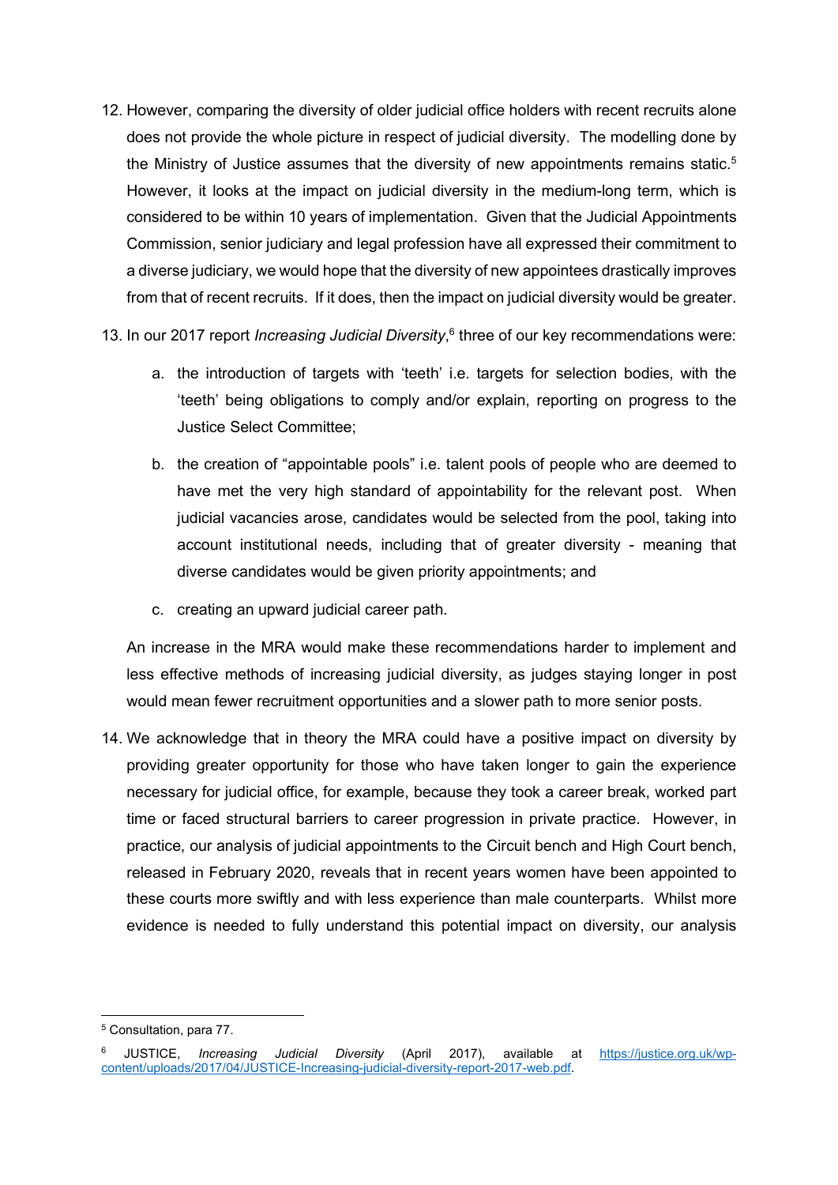12. However, comparing the diversity of older judicial office holders with recent recruits alone does not provide the whole picture in respect of judicial diversity. The modelling done by the Ministry of Justice assumes that the diversity of new appointments remains static.[5] However, it looks at the impact on judicial diversity in the medium-long term, which is considered to be within 10 years of implementation. Given that the Judicial Appointments Commission, senior judiciary and legal profession have all expressed their commitment to a diverse judiciary, we would hope that the diversity of new appointees drastically improves from that of recent recruits. If it does, then the impact on judicial diversity would be greater.

13. In our 2017 report *Increasing Judicial Diversity*,[6] three of our key recommendations were:

    a. the introduction of targets with 'teeth' i.e. targets for selection bodies, with the 'teeth' being obligations to comply and/or explain, reporting on progress to the Justice Select Committee;

    b. the creation of "appointable pools" i.e. talent pools of people who are deemed to have met the very high standard of appointability for the relevant post. When judicial vacancies arose, candidates would be selected from the pool, taking into account institutional needs, including that of greater diversity - meaning that diverse candidates would be given priority appointments; and

    c. creating an upward judicial career path.

    An increase in the MRA would make these recommendations harder to implement and less effective methods of increasing judicial diversity, as judges staying longer in post would mean fewer recruitment opportunities and a slower path to more senior posts.

14. We acknowledge that in theory the MRA could have a positive impact on diversity by providing greater opportunity for those who have taken longer to gain the experience necessary for judicial office, for example, because they took a career break, worked part time or faced structural barriers to career progression in private practice. However, in practice, our analysis of judicial appointments to the Circuit bench and High Court bench, released in February 2020, reveals that in recent years women have been appointed to these courts more swiftly and with less experience than male counterparts. Whilst more evidence is needed to fully understand this potential impact on diversity, our analysis

---

[5] Consultation, para 77.

[6] JUSTICE, *Increasing Judicial Diversity* (April 2017), available at https://justice.org.uk/wp-content/uploads/2017/04/JUSTICE-Increasing-judicial-diversity-report-2017-web.pdf.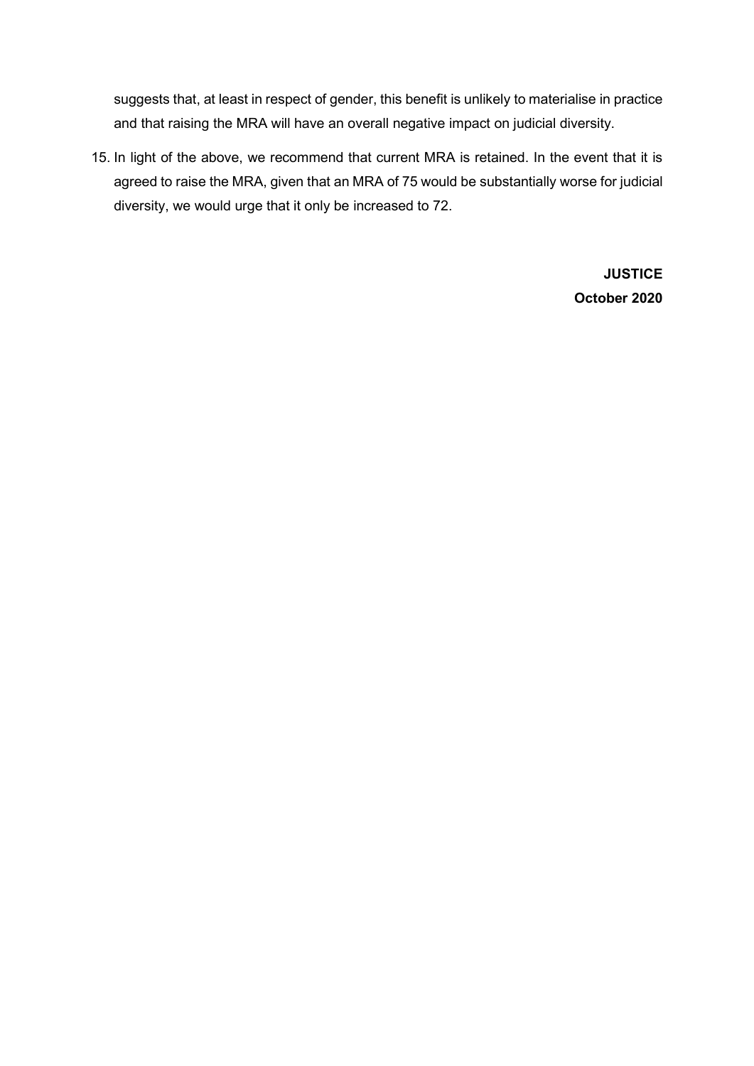suggests that, at least in respect of gender, this benefit is unlikely to materialise in practice and that raising the MRA will have an overall negative impact on judicial diversity.

15. In light of the above, we recommend that current MRA is retained. In the event that it is agreed to raise the MRA, given that an MRA of 75 would be substantially worse for judicial diversity, we would urge that it only be increased to 72.

**JUSTICE**
**October 2020**